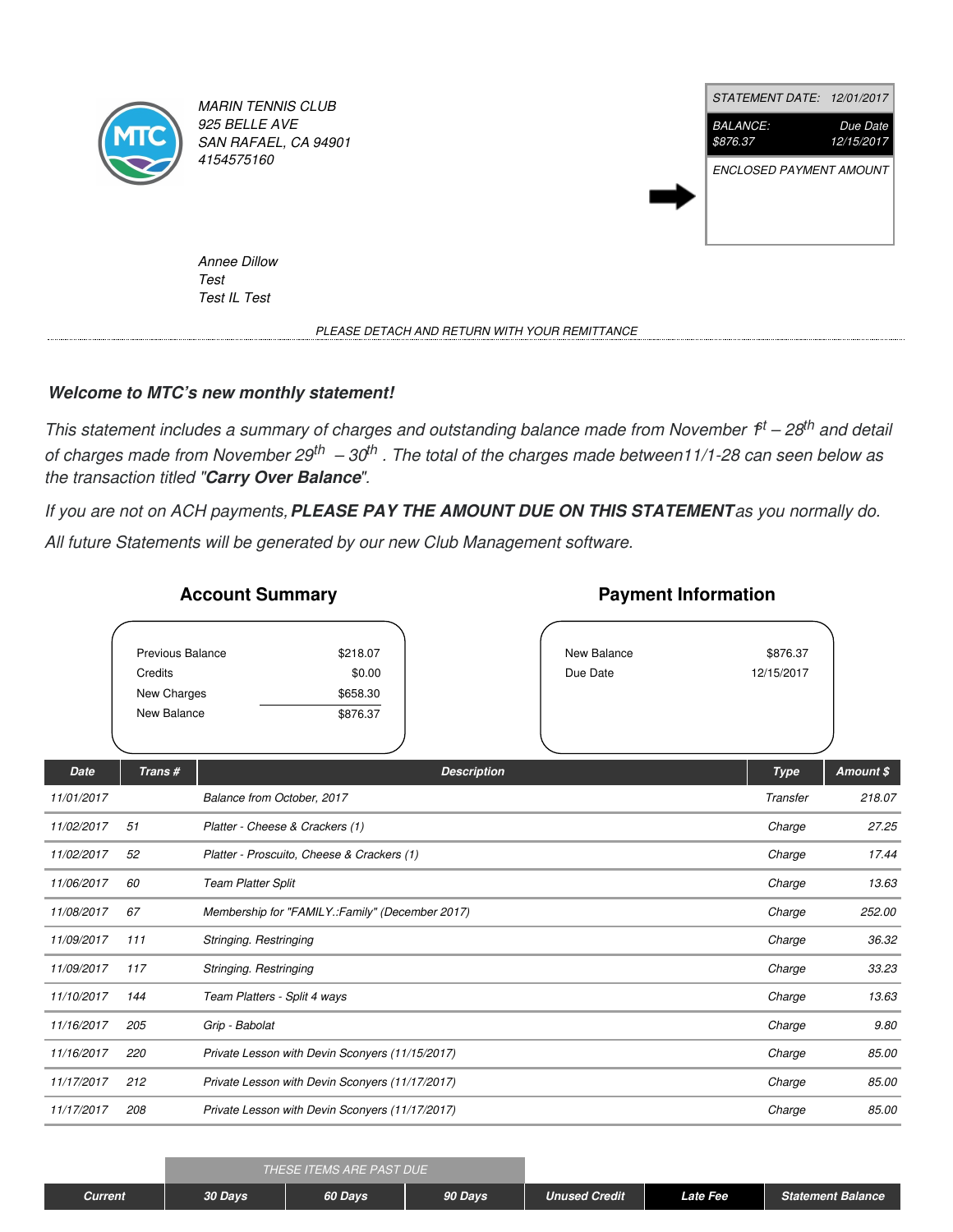MARIN TENNIS CLUB
925 BELLE AVE
SAN RAFAEL, CA 94901
4154575160

| STATEMENT DATE: | 12/01/2017 |
| --- | --- |
| BALANCE: $876.37 | Due Date 12/15/2017 |
| ENCLOSED PAYMENT AMOUNT | |

Annee Dillow
Test
Test IL Test

PLEASE DETACH AND RETURN WITH YOUR REMITTANCE

**Welcome to MTC's new monthly statement!**

*This statement includes a summary of charges and outstanding balance made from November 1st – 28th and detail of charges made from November 29th – 30th. The total of the charges made between11/1-28 can seen below as the transaction titled "**Carry Over Balance**".*

*If you are not on ACH payments,* ***PLEASE PAY THE AMOUNT DUE ON THIS STATEMENT*** *as you normally do.*

*All future Statements will be generated by our new Club Management software.*

## Account Summary

| | |
| --- | --- |
| Previous Balance | $218.07 |
| Credits | $0.00 |
| New Charges | $658.30 |
| New Balance | $876.37 |

## Payment Information

| | |
| --- | --- |
| New Balance | $876.37 |
| Due Date | 12/15/2017 |

| Date | Trans # | Description | Type | Amount $ |
| --- | --- | --- | --- | --- |
| 11/01/2017 | | Balance from October, 2017 | Transfer | 218.07 |
| 11/02/2017 | 51 | Platter - Cheese & Crackers (1) | Charge | 27.25 |
| 11/02/2017 | 52 | Platter - Proscuito, Cheese & Crackers (1) | Charge | 17.44 |
| 11/06/2017 | 60 | Team Platter Split | Charge | 13.63 |
| 11/08/2017 | 67 | Membership for "FAMILY.:Family" (December 2017) | Charge | 252.00 |
| 11/09/2017 | 111 | Stringing. Restringing | Charge | 36.32 |
| 11/09/2017 | 117 | Stringing. Restringing | Charge | 33.23 |
| 11/10/2017 | 144 | Team Platters - Split 4 ways | Charge | 13.63 |
| 11/16/2017 | 205 | Grip - Babolat | Charge | 9.80 |
| 11/16/2017 | 220 | Private Lesson with Devin Sconyers (11/15/2017) | Charge | 85.00 |
| 11/17/2017 | 212 | Private Lesson with Devin Sconyers (11/17/2017) | Charge | 85.00 |
| 11/17/2017 | 208 | Private Lesson with Devin Sconyers (11/17/2017) | Charge | 85.00 |

| | THESE ITEMS ARE PAST DUE | | | | | |
| --- | --- | --- | --- | --- | --- | --- |
| Current | 30 Days | 60 Days | 90 Days | Unused Credit | Late Fee | Statement Balance |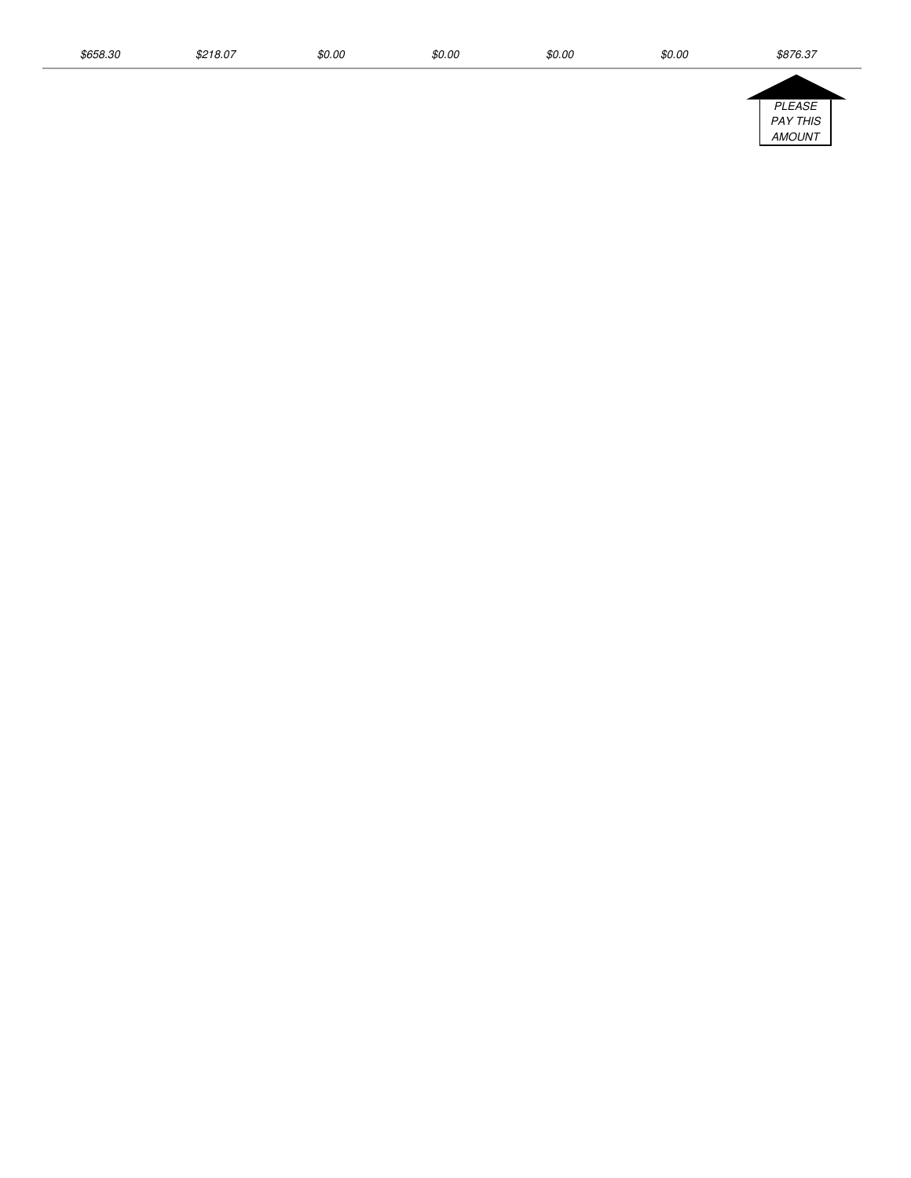| | | | | | | |
|---|---|---|---|---|---|---|
| *$658.30* | *$218.07* | *$0.00* | *$0.00* | *$0.00* | *$0.00* | *$876.37* |

*PLEASE PAY THIS AMOUNT*